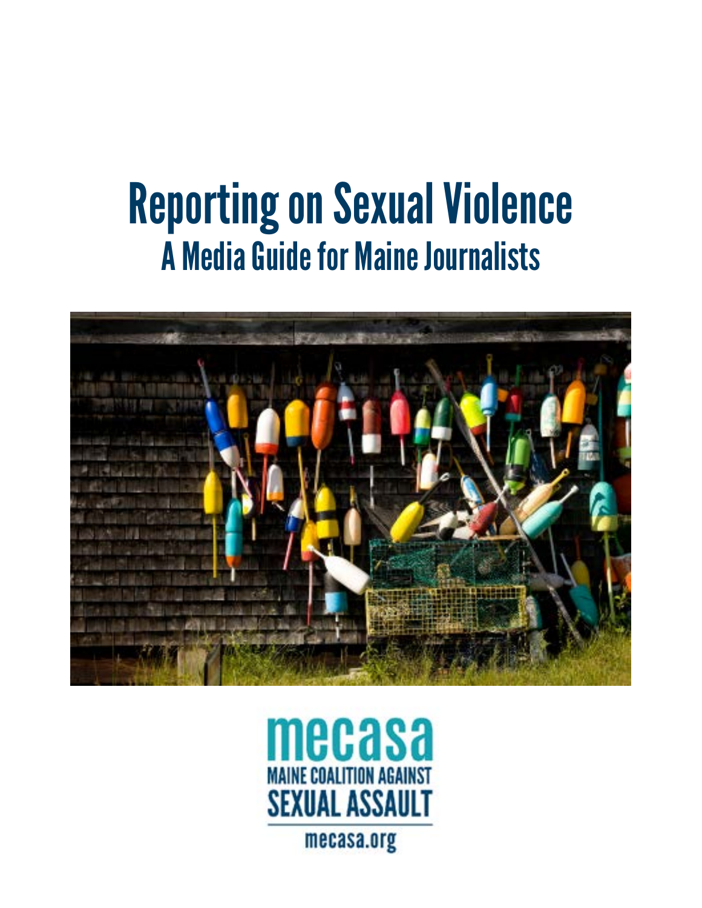# Reporting on Sexual Violence

## A Media Guide for Maine Journalists

mecasa

MAINE COALITION AGAINST SEXUAL ASSAULT

mecasa.org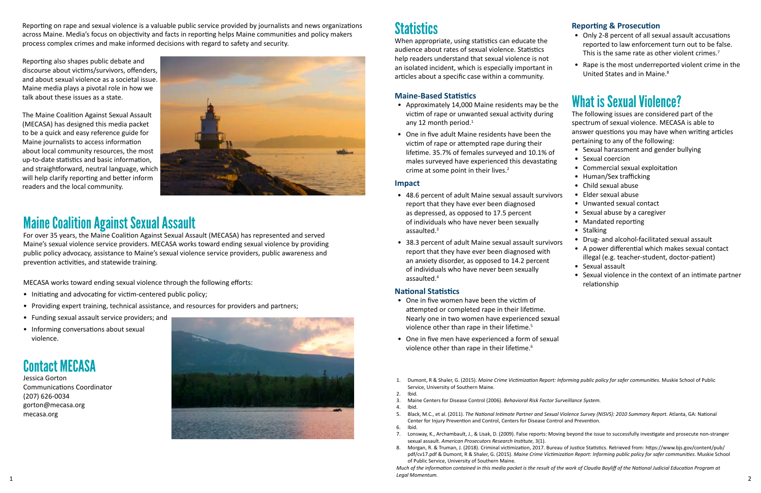Reporting on rape and sexual violence is a valuable public service provided by journalists and news organizations across Maine. Media's focus on objectivity and facts in reporting helps Maine communities and policy makers process complex crimes and make informed decisions with regard to safety and security.

Reporting also shapes public debate and discourse about victims/survivors, offenders, and about sexual violence as a societal issue. Maine media plays a pivotal role in how we talk about these issues as a state.

The Maine Coalition Against Sexual Assault (MECASA) has designed this media packet to be a quick and easy reference guide for Maine journalists to access information about local community resources, the most up-to-date statistics and basic information, and straightforward, neutral language, which will help clarify reporting and better inform readers and the local community.

# Maine Coalition Against Sexual Assault

For over 35 years, the Maine Coalition Against Sexual Assault (MECASA) has represented and served Maine's sexual violence service providers. MECASA works toward ending sexual violence by providing public policy advocacy, assistance to Maine's sexual violence service providers, public awareness and prevention activities, and statewide training.

MECASA works toward ending sexual violence through the following efforts:

- Initiating and advocating for victim-centered public policy;
- Providing expert training, technical assistance, and resources for providers and partners;
- Funding sexual assault service providers; and
- Informing conversations about sexual violence.

# Contact MECASA

Jessica Gorton
Communications Coordinator
(207) 626-0034
gorton@mecasa.org
mecasa.org

# Statistics

When appropriate, using statistics can educate the audience about rates of sexual violence. Statistics help readers understand that sexual violence is not an isolated incident, which is especially important in articles about a specific case within a community.

### Maine-Based Statistics

- Approximately 14,000 Maine residents may be the victim of rape or unwanted sexual activity during any 12 month period.[1]
- One in five adult Maine residents have been the victim of rape or attempted rape during their lifetime. 35.7% of females surveyed and 10.1% of males surveyed have experienced this devastating crime at some point in their lives.[2]

### Impact

- 48.6 percent of adult Maine sexual assault survivors report that they have ever been diagnosed as depressed, as opposed to 17.5 percent of individuals who have never been sexually assaulted.[3]
- 38.3 percent of adult Maine sexual assault survivors report that they have ever been diagnosed with an anxiety disorder, as opposed to 14.2 percent of individuals who have never been sexually assaulted.[4]

### National Statistics

- One in five women have been the victim of attempted or completed rape in their lifetime. Nearly one in two women have experienced sexual violence other than rape in their lifetime.[5]
- One in five men have experienced a form of sexual violence other than rape in their lifetime.[6]

### Reporting & Prosecution

- Only 2-8 percent of all sexual assault accusations reported to law enforcement turn out to be false. This is the same rate as other violent crimes.[7]
- Rape is the most underreported violent crime in the United States and in Maine.[8]

# What is Sexual Violence?

The following issues are considered part of the spectrum of sexual violence. MECASA is able to answer questions you may have when writing articles pertaining to any of the following:

- Sexual harassment and gender bullying
- Sexual coercion
- Commercial sexual exploitation
- Human/Sex trafficking
- Child sexual abuse
- Elder sexual abuse
- Unwanted sexual contact
- Sexual abuse by a caregiver
- Mandated reporting
- Stalking
- Drug- and alcohol-facilitated sexual assault
- A power differential which makes sexual contact illegal (e.g. teacher-student, doctor-patient)
- Sexual assault
- Sexual violence in the context of an intimate partner relationship

1. Dumont, R & Shaler, G. (2015). *Maine Crime Victimization Report: Informing public policy for safer communities*. Muskie School of Public Service, University of Southern Maine.
2. Ibid.
3. Maine Centers for Disease Control (2006). *Behavioral Risk Factor Surveillance System.*
4. Ibid.
5. Black, M.C., et al. (2011). *The National Intimate Partner and Sexual Violence Survey (NISVS): 2010 Summary Report.* Atlanta, GA: National Center for Injury Prevention and Control, Centers for Disease Control and Prevention.
6. Ibid.
7. Lonsway, K., Archambault, J., & Lisak, D. (2009). False reports: Moving beyond the issue to successfully investigate and prosecute non-stranger sexual assault. *American Prosecutors Research Institute*, 3(1).
8. Morgan, R. & Truman, J. (2018). Criminal victimization, 2017. Bureau of Justice Statistics. Retrieved from: https://www.bjs.gov/content/pub/pdf/cv17.pdf & Dumont, R & Shaler, G. (2015). *Maine Crime Victimization Report: Informing public policy for safer communities*. Muskie School of Public Service, University of Southern Maine.

*Much of the information contained in this media packet is the result of the work of Claudia Bayliff of the National Judicial Education Program at Legal Momentum.*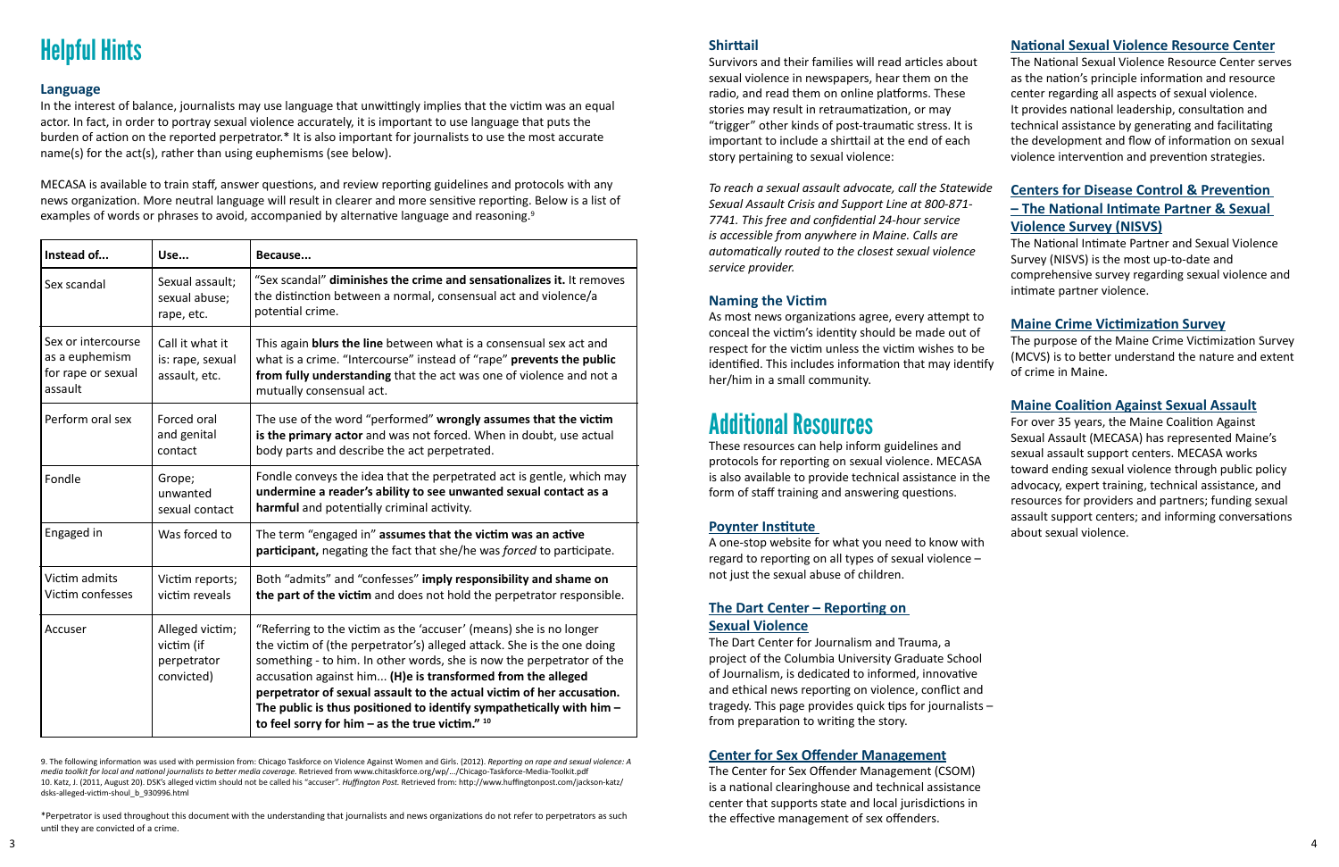# Helpful Hints

## Language

In the interest of balance, journalists may use language that unwittingly implies that the victim was an equal actor. In fact, in order to portray sexual violence accurately, it is important to use language that puts the burden of action on the reported perpetrator.* It is also important for journalists to use the most accurate name(s) for the act(s), rather than using euphemisms (see below).

MECASA is available to train staff, answer questions, and review reporting guidelines and protocols with any news organization. More neutral language will result in clearer and more sensitive reporting. Below is a list of examples of words or phrases to avoid, accompanied by alternative language and reasoning.[9]

| Instead of... | Use... | Because... |
|---|---|---|
| Sex scandal | Sexual assault; sexual abuse; rape, etc. | "Sex scandal" **diminishes the crime and sensationalizes it.** It removes the distinction between a normal, consensual act and violence/a potential crime. |
| Sex or intercourse as a euphemism for rape or sexual assault | Call it what it is: rape, sexual assault, etc. | This again **blurs the line** between what is a consensual sex act and what is a crime. "Intercourse" instead of "rape" **prevents the public from fully understanding** that the act was one of violence and not a mutually consensual act. |
| Perform oral sex | Forced oral and genital contact | The use of the word "performed" **wrongly assumes that the victim is the primary actor** and was not forced. When in doubt, use actual body parts and describe the act perpetrated. |
| Fondle | Grope; unwanted sexual contact | Fondle conveys the idea that the perpetrated act is gentle, which may **undermine a reader's ability to see unwanted sexual contact as a harmful** and potentially criminal activity. |
| Engaged in | Was forced to | The term "engaged in" **assumes that the victim was an active participant,** negating the fact that she/he was *forced* to participate. |
| Victim admits Victim confesses | Victim reports; victim reveals | Both "admits" and "confesses" **imply responsibility and shame on the part of the victim** and does not hold the perpetrator responsible. |
| Accuser | Alleged victim; victim (if perpetrator convicted) | "Referring to the victim as the 'accuser' (means) she is no longer the victim of (the perpetrator's) alleged attack. She is the one doing something - to him. In other words, she is now the perpetrator of the accusation against him... **(H)e is transformed from the alleged perpetrator of sexual assault to the actual victim of her accusation. The public is thus positioned to identify sympathetically with him – to feel sorry for him – as the true victim."** [10] |

9. The following information was used with permission from: Chicago Taskforce on Violence Against Women and Girls. (2012). *Reporting on rape and sexual violence: A media toolkit for local and national journalists to better media coverage*. Retrieved from www.chitaskforce.org/wp/.../Chicago-Taskforce-Media-Toolkit.pdf
10. Katz, J. (2011, August 20). DSK's alleged victim should not be called his "accuser". *Huffington Post*. Retrieved from: http://www.huffingtonpost.com/jackson-katz/dsks-alleged-victim-shoul_b_930996.html

*Perpetrator is used throughout this document with the understanding that journalists and news organizations do not refer to perpetrators as such until they are convicted of a crime.

## Shirttail

Survivors and their families will read articles about sexual violence in newspapers, hear them on the radio, and read them on online platforms. These stories may result in retraumatization, or may "trigger" other kinds of post-traumatic stress. It is important to include a shirttail at the end of each story pertaining to sexual violence:

*To reach a sexual assault advocate, call the Statewide Sexual Assault Crisis and Support Line at 800-871-7741. This free and confidential 24-hour service is accessible from anywhere in Maine. Calls are automatically routed to the closest sexual violence service provider.*

## Naming the Victim

As most news organizations agree, every attempt to conceal the victim's identity should be made out of respect for the victim unless the victim wishes to be identified. This includes information that may identify her/him in a small community.

# Additional Resources

These resources can help inform guidelines and protocols for reporting on sexual violence. MECASA is also available to provide technical assistance in the form of staff training and answering questions.

### Poynter Institute

A one-stop website for what you need to know with regard to reporting on all types of sexual violence – not just the sexual abuse of children.

### The Dart Center – Reporting on Sexual Violence

The Dart Center for Journalism and Trauma, a project of the Columbia University Graduate School of Journalism, is dedicated to informed, innovative and ethical news reporting on violence, conflict and tragedy. This page provides quick tips for journalists – from preparation to writing the story.

### Center for Sex Offender Management

The Center for Sex Offender Management (CSOM) is a national clearinghouse and technical assistance center that supports state and local jurisdictions in the effective management of sex offenders.

### National Sexual Violence Resource Center

The National Sexual Violence Resource Center serves as the nation's principle information and resource center regarding all aspects of sexual violence. It provides national leadership, consultation and technical assistance by generating and facilitating the development and flow of information on sexual violence intervention and prevention strategies.

### Centers for Disease Control & Prevention – The National Intimate Partner & Sexual Violence Survey (NISVS)

The National Intimate Partner and Sexual Violence Survey (NISVS) is the most up-to-date and comprehensive survey regarding sexual violence and intimate partner violence.

### Maine Crime Victimization Survey

The purpose of the Maine Crime Victimization Survey (MCVS) is to better understand the nature and extent of crime in Maine.

### Maine Coalition Against Sexual Assault

For over 35 years, the Maine Coalition Against Sexual Assault (MECASA) has represented Maine's sexual assault support centers. MECASA works toward ending sexual violence through public policy advocacy, expert training, technical assistance, and resources for providers and partners; funding sexual assault support centers; and informing conversations about sexual violence.